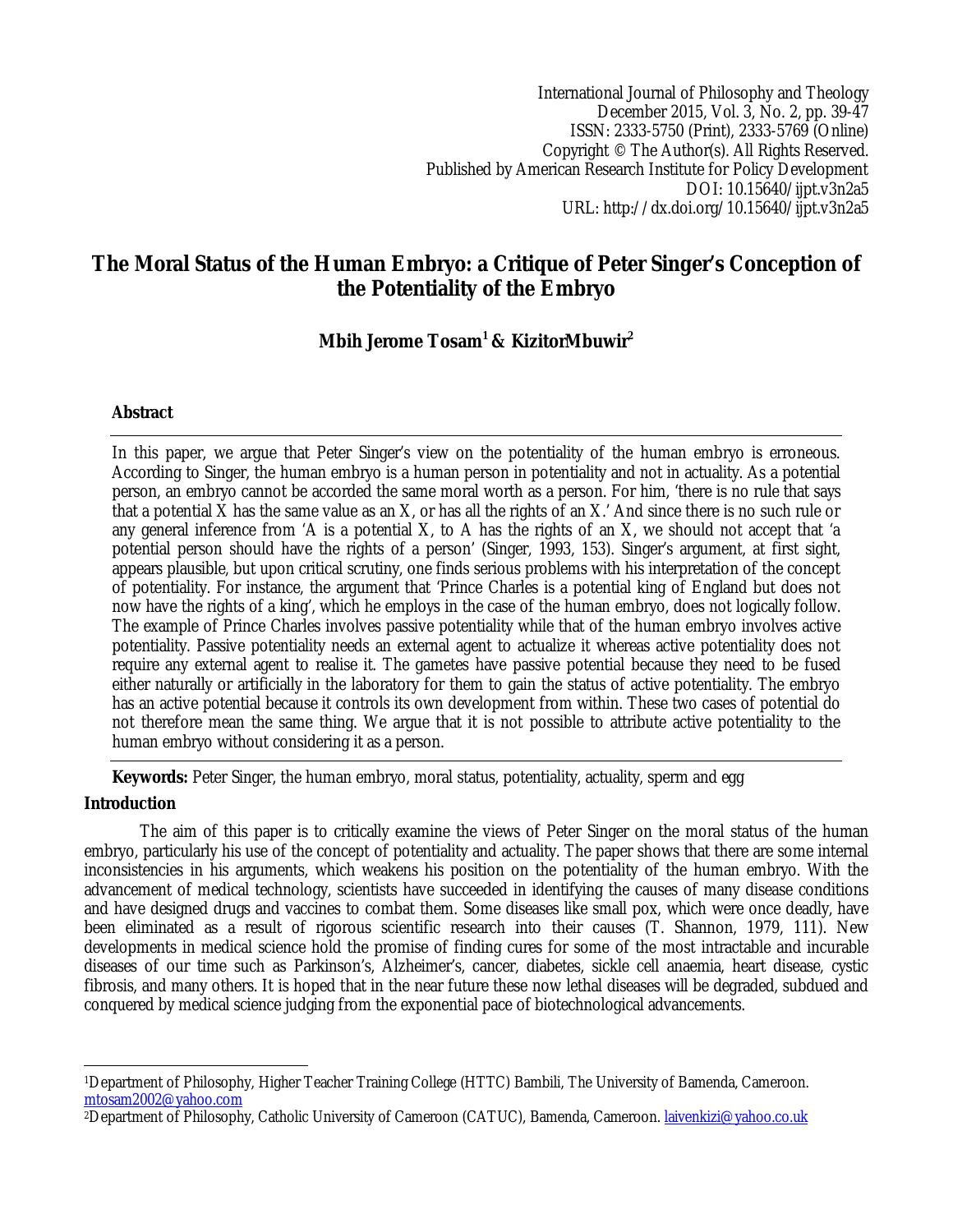International Journal of Philosophy and Theology
December 2015, Vol. 3, No. 2, pp. 39-47
ISSN: 2333-5750 (Print), 2333-5769 (Online)
Copyright © The Author(s). All Rights Reserved.
Published by American Research Institute for Policy Development
DOI: 10.15640/ijpt.v3n2a5
URL: http://dx.doi.org/10.15640/ijpt.v3n2a5

# The Moral Status of the Human Embryo: a Critique of Peter Singer's Conception of the Potentiality of the Embryo

**Mbih Jerome Tosam[1] & KizitorMbuwir[2]**

### Abstract

In this paper, we argue that Peter Singer's view on the potentiality of the human embryo is erroneous. According to Singer, the human embryo is a human person in potentiality and not in actuality. As a potential person, an embryo cannot be accorded the same moral worth as a person. For him, 'there is no rule that says that a potential X has the same value as an X, or has all the rights of an X.' And since there is no such rule or any general inference from 'A is a potential X, to A has the rights of an X, we should not accept that 'a potential person should have the rights of a person' (Singer, 1993, 153). Singer's argument, at first sight, appears plausible, but upon critical scrutiny, one finds serious problems with his interpretation of the concept of potentiality. For instance, the argument that 'Prince Charles is a potential king of England but does not now have the rights of a king', which he employs in the case of the human embryo, does not logically follow. The example of Prince Charles involves passive potentiality while that of the human embryo involves active potentiality. Passive potentiality needs an external agent to actualize it whereas active potentiality does not require any external agent to realise it. The gametes have passive potential because they need to be fused either naturally or artificially in the laboratory for them to gain the status of active potentiality. The embryo has an active potential because it controls its own development from within. These two cases of potential do not therefore mean the same thing. We argue that it is not possible to attribute active potentiality to the human embryo without considering it as a person.

**Keywords:** Peter Singer, the human embryo, moral status, potentiality, actuality, sperm and egg

## Introduction

The aim of this paper is to critically examine the views of Peter Singer on the moral status of the human embryo, particularly his use of the concept of potentiality and actuality. The paper shows that there are some internal inconsistencies in his arguments, which weakens his position on the potentiality of the human embryo. With the advancement of medical technology, scientists have succeeded in identifying the causes of many disease conditions and have designed drugs and vaccines to combat them. Some diseases like small pox, which were once deadly, have been eliminated as a result of rigorous scientific research into their causes (T. Shannon, 1979, 111). New developments in medical science hold the promise of finding cures for some of the most intractable and incurable diseases of our time such as Parkinson's, Alzheimer's, cancer, diabetes, sickle cell anaemia, heart disease, cystic fibrosis, and many others. It is hoped that in the near future these now lethal diseases will be degraded, subdued and conquered by medical science judging from the exponential pace of biotechnological advancements.

---

[1]Department of Philosophy, Higher Teacher Training College (HTTC) Bambili, The University of Bamenda, Cameroon. mtosam2002@yahoo.com

[2]Department of Philosophy, Catholic University of Cameroon (CATUC), Bamenda, Cameroon. laivenkizi@yahoo.co.uk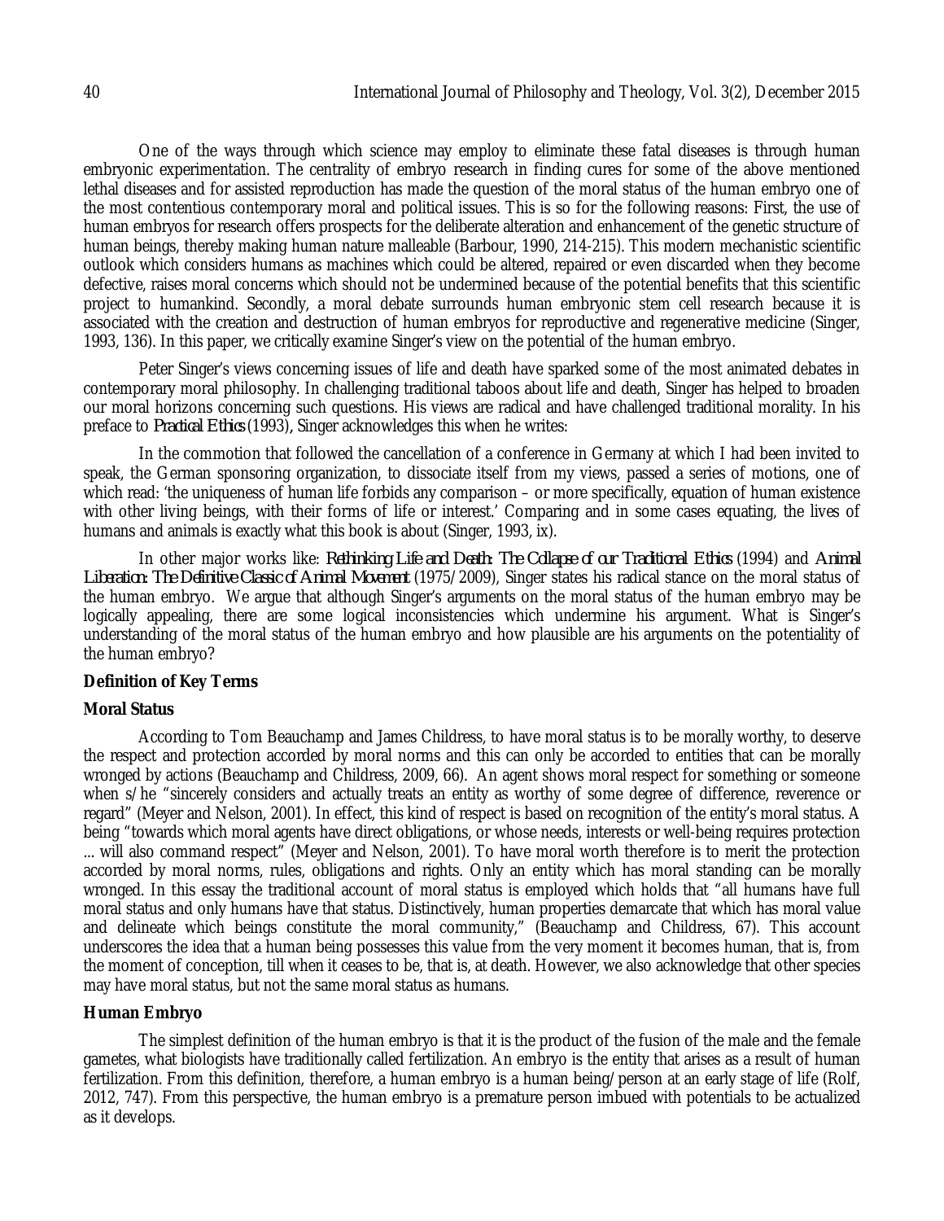One of the ways through which science may employ to eliminate these fatal diseases is through human embryonic experimentation. The centrality of embryo research in finding cures for some of the above mentioned lethal diseases and for assisted reproduction has made the question of the moral status of the human embryo one of the most contentious contemporary moral and political issues. This is so for the following reasons: First, the use of human embryos for research offers prospects for the deliberate alteration and enhancement of the genetic structure of human beings, thereby making human nature malleable (Barbour, 1990, 214-215). This modern mechanistic scientific outlook which considers humans as machines which could be altered, repaired or even discarded when they become defective, raises moral concerns which should not be undermined because of the potential benefits that this scientific project to humankind. Secondly, a moral debate surrounds human embryonic stem cell research because it is associated with the creation and destruction of human embryos for reproductive and regenerative medicine (Singer, 1993, 136). In this paper, we critically examine Singer's view on the potential of the human embryo.

Peter Singer's views concerning issues of life and death have sparked some of the most animated debates in contemporary moral philosophy. In challenging traditional taboos about life and death, Singer has helped to broaden our moral horizons concerning such questions. His views are radical and have challenged traditional morality. In his preface to *Practical Ethics* (1993), Singer acknowledges this when he writes:

> In the commotion that followed the cancellation of a conference in Germany at which I had been invited to speak, the German sponsoring organization, to dissociate itself from my views, passed a series of motions, one of which read: 'the uniqueness of human life forbids any comparison – or more specifically, equation of human existence with other living beings, with their forms of life or interest.' Comparing and in some cases equating, the lives of humans and animals is exactly what this book is about (Singer, 1993, ix).

In other major works like: *Rethinking Life and Death: The Collapse of our Traditional Ethics* (1994) and *Animal Liberation: The Definitive Classic of Animal Movement* (1975/2009), Singer states his radical stance on the moral status of the human embryo. We argue that although Singer's arguments on the moral status of the human embryo may be logically appealing, there are some logical inconsistencies which undermine his argument. What is Singer's understanding of the moral status of the human embryo and how plausible are his arguments on the potentiality of the human embryo?

## Definition of Key Terms

### Moral Status

According to Tom Beauchamp and James Childress, to have moral status is to be morally worthy, to deserve the respect and protection accorded by moral norms and this can only be accorded to entities that can be morally wronged by actions (Beauchamp and Childress, 2009, 66). An agent shows moral respect for something or someone when s/he "sincerely considers and actually treats an entity as worthy of some degree of difference, reverence or regard" (Meyer and Nelson, 2001). In effect, this kind of respect is based on recognition of the entity's moral status. A being "towards which moral agents have direct obligations, or whose needs, interests or well-being requires protection ... will also command respect" (Meyer and Nelson, 2001). To have moral worth therefore is to merit the protection accorded by moral norms, rules, obligations and rights. Only an entity which has moral standing can be morally wronged. In this essay the traditional account of moral status is employed which holds that "all humans have full moral status and only humans have that status. Distinctively, human properties demarcate that which has moral value and delineate which beings constitute the moral community," (Beauchamp and Childress, 67). This account underscores the idea that a human being possesses this value from the very moment it becomes human, that is, from the moment of conception, till when it ceases to be, that is, at death. However, we also acknowledge that other species may have moral status, but not the same moral status as humans.

### Human Embryo

The simplest definition of the human embryo is that it is the product of the fusion of the male and the female gametes, what biologists have traditionally called fertilization. An embryo is the entity that arises as a result of human fertilization. From this definition, therefore, a human embryo is a human being/person at an early stage of life (Rolf, 2012, 747). From this perspective, the human embryo is a premature person imbued with potentials to be actualized as it develops.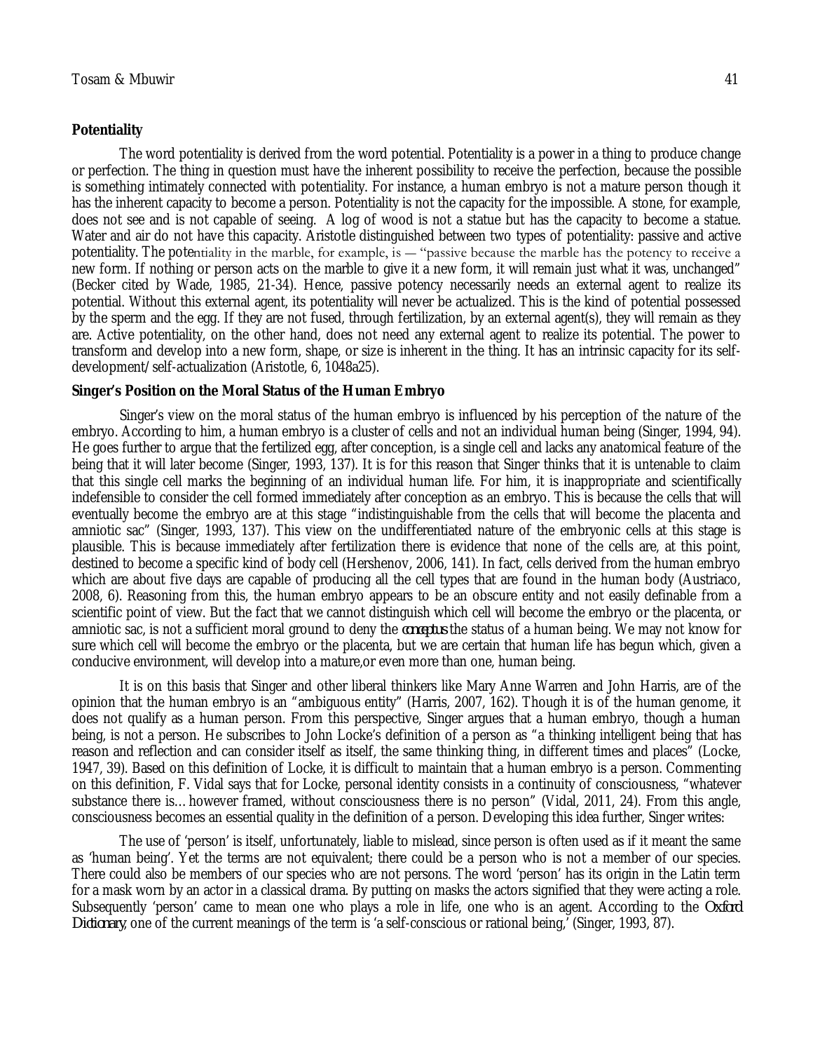**Potentiality**

The word potentiality is derived from the word potential. Potentiality is a power in a thing to produce change or perfection. The thing in question must have the inherent possibility to receive the perfection, because the possible is something intimately connected with potentiality. For instance, a human embryo is not a mature person though it has the inherent capacity to become a person. Potentiality is not the capacity for the impossible. A stone, for example, does not see and is not capable of seeing. A log of wood is not a statue but has the capacity to become a statue. Water and air do not have this capacity. Aristotle distinguished between two types of potentiality: passive and active potentiality. The potentiality in the marble, for example, is — "passive because the marble has the potency to receive a new form. If nothing or person acts on the marble to give it a new form, it will remain just what it was, unchanged" (Becker cited by Wade, 1985, 21-34). Hence, passive potency necessarily needs an external agent to realize its potential. Without this external agent, its potentiality will never be actualized. This is the kind of potential possessed by the sperm and the egg. If they are not fused, through fertilization, by an external agent(s), they will remain as they are. Active potentiality, on the other hand, does not need any external agent to realize its potential. The power to transform and develop into a new form, shape, or size is inherent in the thing. It has an intrinsic capacity for its self-development/self-actualization (Aristotle, 6, 1048a25).

**Singer's Position on the Moral Status of the Human Embryo**

Singer's view on the moral status of the human embryo is influenced by his perception of the nature of the embryo. According to him, a human embryo is a cluster of cells and not an individual human being (Singer, 1994, 94). He goes further to argue that the fertilized egg, after conception, is a single cell and lacks any anatomical feature of the being that it will later become (Singer, 1993, 137). It is for this reason that Singer thinks that it is untenable to claim that this single cell marks the beginning of an individual human life. For him, it is inappropriate and scientifically indefensible to consider the cell formed immediately after conception as an embryo. This is because the cells that will eventually become the embryo are at this stage "indistinguishable from the cells that will become the placenta and amniotic sac" (Singer, 1993, 137). This view on the undifferentiated nature of the embryonic cells at this stage is plausible. This is because immediately after fertilization there is evidence that none of the cells are, at this point, destined to become a specific kind of body cell (Hershenov, 2006, 141). In fact, cells derived from the human embryo which are about five days are capable of producing all the cell types that are found in the human body (Austriaco, 2008, 6). Reasoning from this, the human embryo appears to be an obscure entity and not easily definable from a scientific point of view. But the fact that we cannot distinguish which cell will become the embryo or the placenta, or amniotic sac, is not a sufficient moral ground to deny the *conceptus* the status of a human being. We may not know for sure which cell will become the embryo or the placenta, but we are certain that human life has begun which, given a conducive environment, will develop into a mature,or even more than one, human being.

It is on this basis that Singer and other liberal thinkers like Mary Anne Warren and John Harris, are of the opinion that the human embryo is an "ambiguous entity" (Harris, 2007, 162). Though it is of the human genome, it does not qualify as a human person. From this perspective, Singer argues that a human embryo, though a human being, is not a person. He subscribes to John Locke's definition of a person as "a thinking intelligent being that has reason and reflection and can consider itself as itself, the same thinking thing, in different times and places" (Locke, 1947, 39). Based on this definition of Locke, it is difficult to maintain that a human embryo is a person. Commenting on this definition, F. Vidal says that for Locke, personal identity consists in a continuity of consciousness, "whatever substance there is…however framed, without consciousness there is no person" (Vidal, 2011, 24). From this angle, consciousness becomes an essential quality in the definition of a person. Developing this idea further, Singer writes:

> The use of 'person' is itself, unfortunately, liable to mislead, since person is often used as if it meant the same as 'human being'. Yet the terms are not equivalent; there could be a person who is not a member of our species. There could also be members of our species who are not persons. The word 'person' has its origin in the Latin term for a mask worn by an actor in a classical drama. By putting on masks the actors signified that they were acting a role. Subsequently 'person' came to mean one who plays a role in life, one who is an agent. According to the *Oxford Dictionary*, one of the current meanings of the term is 'a self-conscious or rational being,' (Singer, 1993, 87).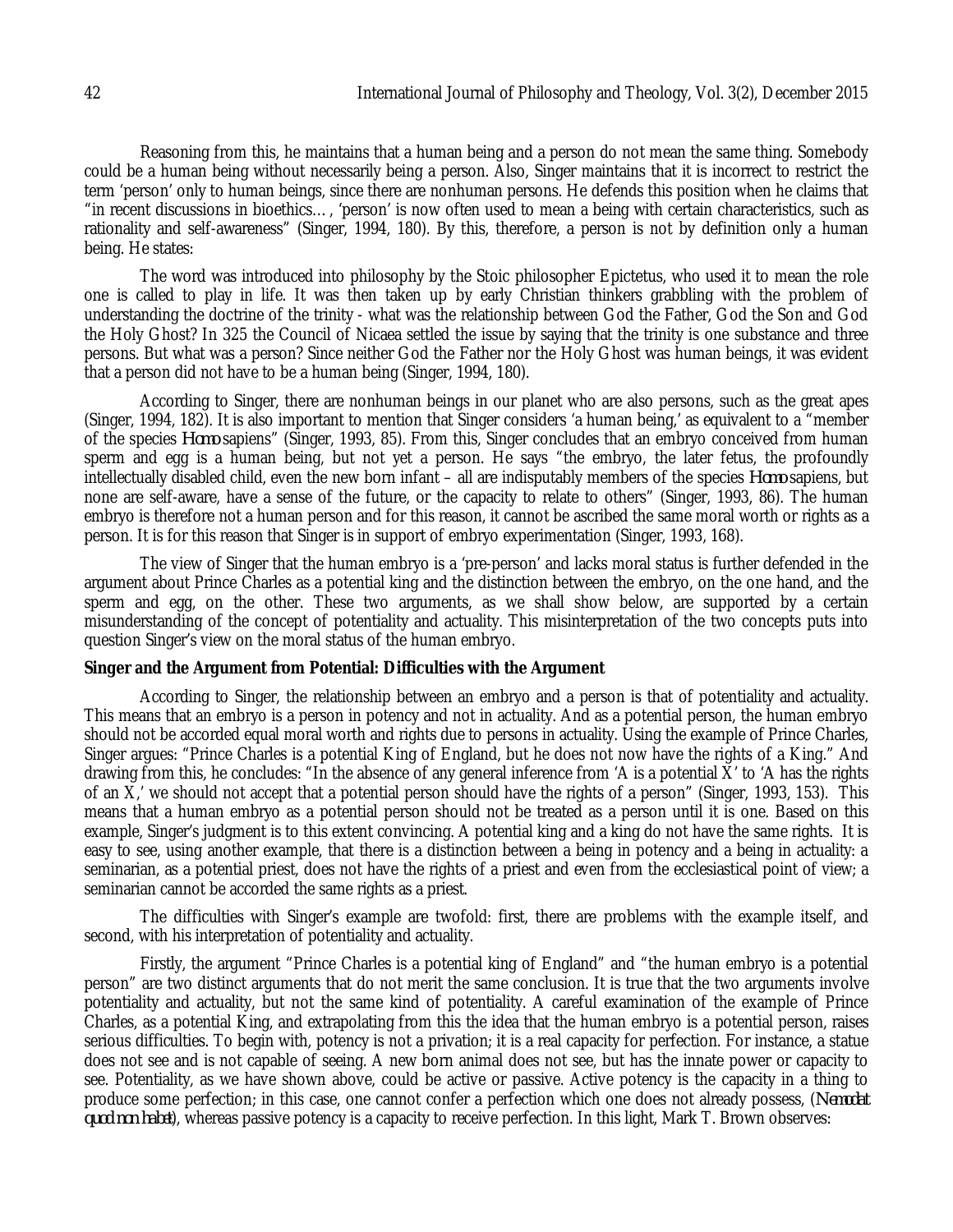Reasoning from this, he maintains that a human being and a person do not mean the same thing. Somebody could be a human being without necessarily being a person. Also, Singer maintains that it is incorrect to restrict the term 'person' only to human beings, since there are nonhuman persons. He defends this position when he claims that "in recent discussions in bioethics…, 'person' is now often used to mean a being with certain characteristics, such as rationality and self-awareness" (Singer, 1994, 180). By this, therefore, a person is not by definition only a human being. He states:

The word was introduced into philosophy by the Stoic philosopher Epictetus, who used it to mean the role one is called to play in life. It was then taken up by early Christian thinkers grabbling with the problem of understanding the doctrine of the trinity - what was the relationship between God the Father, God the Son and God the Holy Ghost? In 325 the Council of Nicaea settled the issue by saying that the trinity is one substance and three persons. But what was a person? Since neither God the Father nor the Holy Ghost was human beings, it was evident that a person did not have to be a human being (Singer, 1994, 180).

According to Singer, there are nonhuman beings in our planet who are also persons, such as the great apes (Singer, 1994, 182). It is also important to mention that Singer considers 'a human being,' as equivalent to a "member of the species *Homo sapiens*" (Singer, 1993, 85). From this, Singer concludes that an embryo conceived from human sperm and egg is a human being, but not yet a person. He says "the embryo, the later fetus, the profoundly intellectually disabled child, even the new born infant – all are indisputably members of the species *Homo sapiens*, but none are self-aware, have a sense of the future, or the capacity to relate to others" (Singer, 1993, 86). The human embryo is therefore not a human person and for this reason, it cannot be ascribed the same moral worth or rights as a person. It is for this reason that Singer is in support of embryo experimentation (Singer, 1993, 168).

The view of Singer that the human embryo is a 'pre-person' and lacks moral status is further defended in the argument about Prince Charles as a potential king and the distinction between the embryo, on the one hand, and the sperm and egg, on the other. These two arguments, as we shall show below, are supported by a certain misunderstanding of the concept of potentiality and actuality. This misinterpretation of the two concepts puts into question Singer's view on the moral status of the human embryo.

**Singer and the Argument from Potential: Difficulties with the Argument**

According to Singer, the relationship between an embryo and a person is that of potentiality and actuality. This means that an embryo is a person in potency and not in actuality. And as a potential person, the human embryo should not be accorded equal moral worth and rights due to persons in actuality. Using the example of Prince Charles, Singer argues: "Prince Charles is a potential King of England, but he does not now have the rights of a King." And drawing from this, he concludes: "In the absence of any general inference from 'A is a potential X' to 'A has the rights of an X,' we should not accept that a potential person should have the rights of a person" (Singer, 1993, 153). This means that a human embryo as a potential person should not be treated as a person until it is one. Based on this example, Singer's judgment is to this extent convincing. A potential king and a king do not have the same rights. It is easy to see, using another example, that there is a distinction between a being in potency and a being in actuality: a seminarian, as a potential priest, does not have the rights of a priest and even from the ecclesiastical point of view; a seminarian cannot be accorded the same rights as a priest.

The difficulties with Singer's example are twofold: first, there are problems with the example itself, and second, with his interpretation of potentiality and actuality.

Firstly, the argument "Prince Charles is a potential king of England" and "the human embryo is a potential person" are two distinct arguments that do not merit the same conclusion. It is true that the two arguments involve potentiality and actuality, but not the same kind of potentiality. A careful examination of the example of Prince Charles, as a potential King, and extrapolating from this the idea that the human embryo is a potential person, raises serious difficulties. To begin with, potency is not a privation; it is a real capacity for perfection. For instance, a statue does not see and is not capable of seeing. A new born animal does not see, but has the innate power or capacity to see. Potentiality, as we have shown above, could be active or passive. Active potency is the capacity in a thing to produce some perfection; in this case, one cannot confer a perfection which one does not already possess, (*Nemo dat quod non habet*), whereas passive potency is a capacity to receive perfection. In this light, Mark T. Brown observes: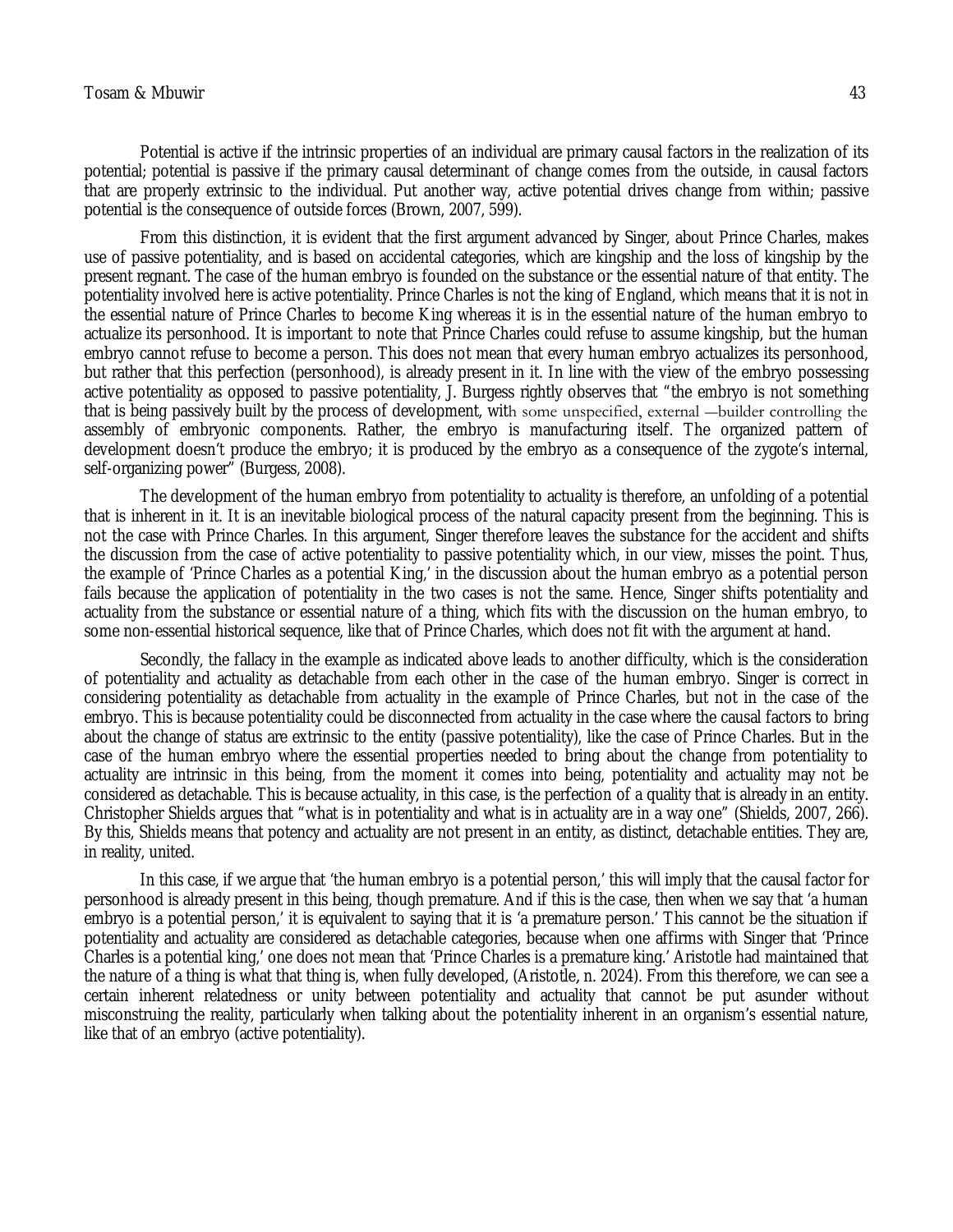Potential is active if the intrinsic properties of an individual are primary causal factors in the realization of its potential; potential is passive if the primary causal determinant of change comes from the outside, in causal factors that are properly extrinsic to the individual. Put another way, active potential drives change from within; passive potential is the consequence of outside forces (Brown, 2007, 599).

From this distinction, it is evident that the first argument advanced by Singer, about Prince Charles, makes use of passive potentiality, and is based on accidental categories, which are kingship and the loss of kingship by the present regnant. The case of the human embryo is founded on the substance or the essential nature of that entity. The potentiality involved here is active potentiality. Prince Charles is not the king of England, which means that it is not in the essential nature of Prince Charles to become King whereas it is in the essential nature of the human embryo to actualize its personhood. It is important to note that Prince Charles could refuse to assume kingship, but the human embryo cannot refuse to become a person. This does not mean that every human embryo actualizes its personhood, but rather that this perfection (personhood), is already present in it. In line with the view of the embryo possessing active potentiality as opposed to passive potentiality, J. Burgess rightly observes that "the embryo is not something that is being passively built by the process of development, with some unspecified, external —builder controlling the assembly of embryonic components. Rather, the embryo is manufacturing itself. The organized pattern of development doesn't produce the embryo; it is produced by the embryo as a consequence of the zygote's internal, self-organizing power" (Burgess, 2008).

The development of the human embryo from potentiality to actuality is therefore, an unfolding of a potential that is inherent in it. It is an inevitable biological process of the natural capacity present from the beginning. This is not the case with Prince Charles. In this argument, Singer therefore leaves the substance for the accident and shifts the discussion from the case of active potentiality to passive potentiality which, in our view, misses the point. Thus, the example of 'Prince Charles as a potential King,' in the discussion about the human embryo as a potential person fails because the application of potentiality in the two cases is not the same. Hence, Singer shifts potentiality and actuality from the substance or essential nature of a thing, which fits with the discussion on the human embryo, to some non-essential historical sequence, like that of Prince Charles, which does not fit with the argument at hand.

Secondly, the fallacy in the example as indicated above leads to another difficulty, which is the consideration of potentiality and actuality as detachable from each other in the case of the human embryo. Singer is correct in considering potentiality as detachable from actuality in the example of Prince Charles, but not in the case of the embryo. This is because potentiality could be disconnected from actuality in the case where the causal factors to bring about the change of status are extrinsic to the entity (passive potentiality), like the case of Prince Charles. But in the case of the human embryo where the essential properties needed to bring about the change from potentiality to actuality are intrinsic in this being, from the moment it comes into being, potentiality and actuality may not be considered as detachable. This is because actuality, in this case, is the perfection of a quality that is already in an entity. Christopher Shields argues that "what is in potentiality and what is in actuality are in a way one" (Shields, 2007, 266). By this, Shields means that potency and actuality are not present in an entity, as distinct, detachable entities. They are, in reality, united.

In this case, if we argue that 'the human embryo is a potential person,' this will imply that the causal factor for personhood is already present in this being, though premature. And if this is the case, then when we say that 'a human embryo is a potential person,' it is equivalent to saying that it is 'a premature person.' This cannot be the situation if potentiality and actuality are considered as detachable categories, because when one affirms with Singer that 'Prince Charles is a potential king,' one does not mean that 'Prince Charles is a premature king.' Aristotle had maintained that the nature of a thing is what that thing is, when fully developed, (Aristotle, n. 2024). From this therefore, we can see a certain inherent relatedness or unity between potentiality and actuality that cannot be put asunder without misconstruing the reality, particularly when talking about the potentiality inherent in an organism's essential nature, like that of an embryo (active potentiality).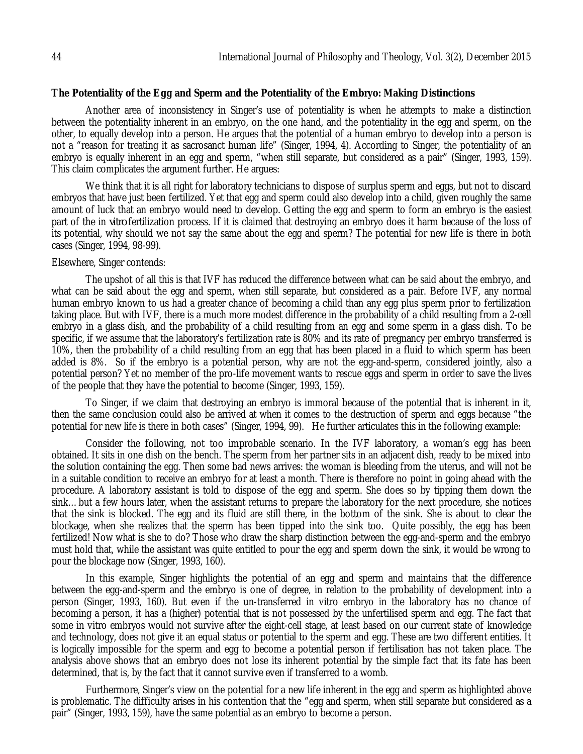**The Potentiality of the Egg and Sperm and the Potentiality of the Embryo: Making Distinctions**

Another area of inconsistency in Singer's use of potentiality is when he attempts to make a distinction between the potentiality inherent in an embryo, on the one hand, and the potentiality in the egg and sperm, on the other, to equally develop into a person. He argues that the potential of a human embryo to develop into a person is not a "reason for treating it as sacrosanct human life" (Singer, 1994, 4). According to Singer, the potentiality of an embryo is equally inherent in an egg and sperm, "when still separate, but considered as a pair" (Singer, 1993, 159). This claim complicates the argument further. He argues:

> We think that it is all right for laboratory technicians to dispose of surplus sperm and eggs, but not to discard embryos that have just been fertilized. Yet that egg and sperm could also develop into a child, given roughly the same amount of luck that an embryo would need to develop. Getting the egg and sperm to form an embryo is the easiest part of the in *vitro* fertilization process. If it is claimed that destroying an embryo does it harm because of the loss of its potential, why should we not say the same about the egg and sperm? The potential for new life is there in both cases (Singer, 1994, 98-99).

Elsewhere, Singer contends:

> The upshot of all this is that IVF has reduced the difference between what can be said about the embryo, and what can be said about the egg and sperm, when still separate, but considered as a pair. Before IVF, any normal human embryo known to us had a greater chance of becoming a child than any egg plus sperm prior to fertilization taking place. But with IVF, there is a much more modest difference in the probability of a child resulting from a 2-cell embryo in a glass dish, and the probability of a child resulting from an egg and some sperm in a glass dish. To be specific, if we assume that the laboratory's fertilization rate is 80% and its rate of pregnancy per embryo transferred is 10%, then the probability of a child resulting from an egg that has been placed in a fluid to which sperm has been added is 8%. So if the embryo is a potential person, why are not the egg-and-sperm, considered jointly, also a potential person? Yet no member of the pro-life movement wants to rescue eggs and sperm in order to save the lives of the people that they have the potential to become (Singer, 1993, 159).

To Singer, if we claim that destroying an embryo is immoral because of the potential that is inherent in it, then the same conclusion could also be arrived at when it comes to the destruction of sperm and eggs because "the potential for new life is there in both cases" (Singer, 1994, 99). He further articulates this in the following example:

> Consider the following, not too improbable scenario. In the IVF laboratory, a woman's egg has been obtained. It sits in one dish on the bench. The sperm from her partner sits in an adjacent dish, ready to be mixed into the solution containing the egg. Then some bad news arrives: the woman is bleeding from the uterus, and will not be in a suitable condition to receive an embryo for at least a month. There is therefore no point in going ahead with the procedure. A laboratory assistant is told to dispose of the egg and sperm. She does so by tipping them down the sink… but a few hours later, when the assistant returns to prepare the laboratory for the next procedure, she notices that the sink is blocked. The egg and its fluid are still there, in the bottom of the sink. She is about to clear the blockage, when she realizes that the sperm has been tipped into the sink too. Quite possibly, the egg has been fertilized! Now what is she to do? Those who draw the sharp distinction between the egg-and-sperm and the embryo must hold that, while the assistant was quite entitled to pour the egg and sperm down the sink, it would be wrong to pour the blockage now (Singer, 1993, 160).

In this example, Singer highlights the potential of an egg and sperm and maintains that the difference between the egg-and-sperm and the embryo is one of degree, in relation to the probability of development into a person (Singer, 1993, 160). But even if the un-transferred in vitro embryo in the laboratory has no chance of becoming a person, it has a (higher) potential that is not possessed by the unfertilised sperm and egg. The fact that some in vitro embryos would not survive after the eight-cell stage, at least based on our current state of knowledge and technology, does not give it an equal status or potential to the sperm and egg. These are two different entities. It is logically impossible for the sperm and egg to become a potential person if fertilisation has not taken place. The analysis above shows that an embryo does not lose its inherent potential by the simple fact that its fate has been determined, that is, by the fact that it cannot survive even if transferred to a womb.

Furthermore, Singer's view on the potential for a new life inherent in the egg and sperm as highlighted above is problematic. The difficulty arises in his contention that the "egg and sperm, when still separate but considered as a pair" (Singer, 1993, 159), have the same potential as an embryo to become a person.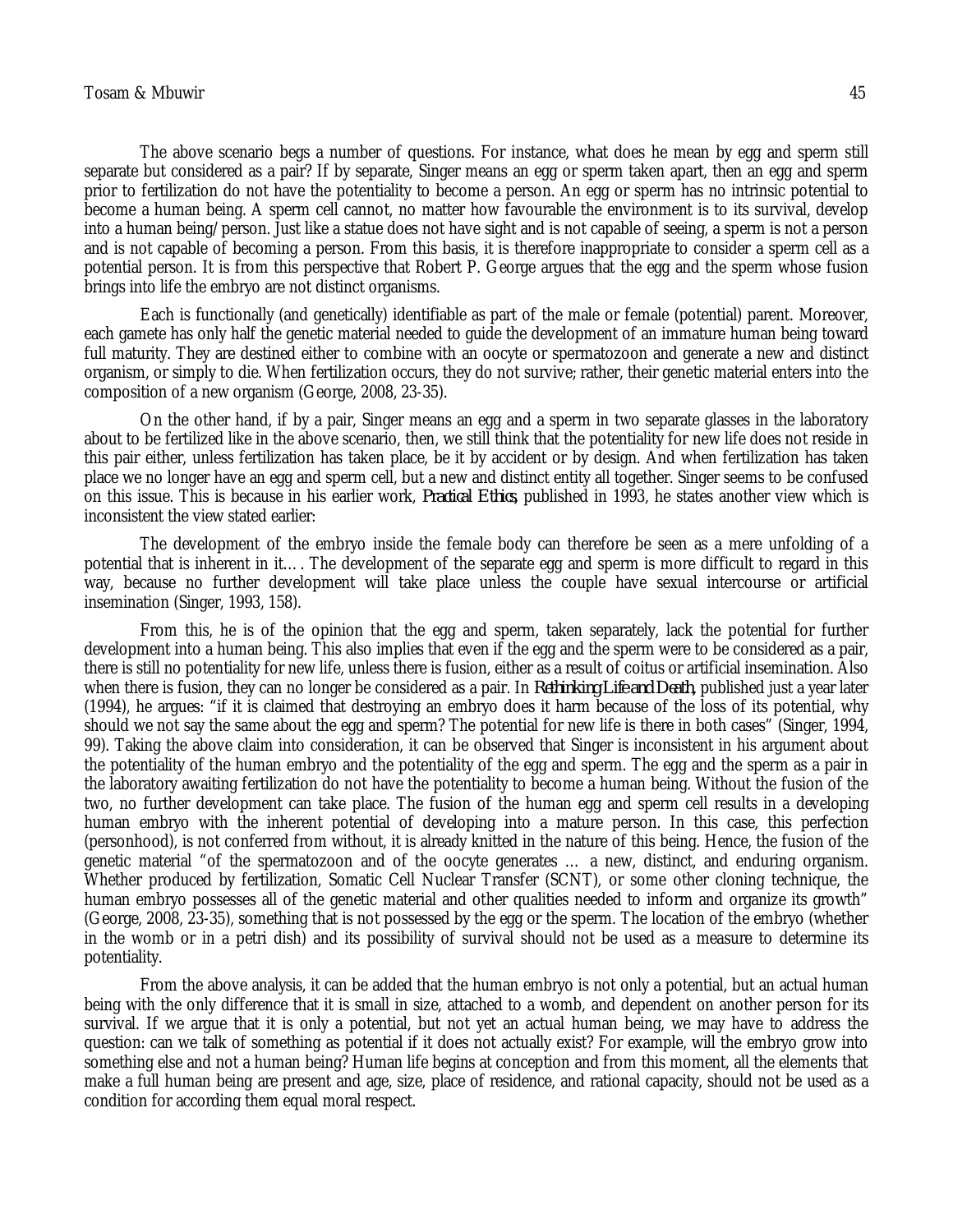The above scenario begs a number of questions. For instance, what does he mean by egg and sperm still separate but considered as a pair? If by separate, Singer means an egg or sperm taken apart, then an egg and sperm prior to fertilization do not have the potentiality to become a person. An egg or sperm has no intrinsic potential to become a human being. A sperm cell cannot, no matter how favourable the environment is to its survival, develop into a human being/person. Just like a statue does not have sight and is not capable of seeing, a sperm is not a person and is not capable of becoming a person. From this basis, it is therefore inappropriate to consider a sperm cell as a potential person. It is from this perspective that Robert P. George argues that the egg and the sperm whose fusion brings into life the embryo are not distinct organisms.

Each is functionally (and genetically) identifiable as part of the male or female (potential) parent. Moreover, each gamete has only half the genetic material needed to guide the development of an immature human being toward full maturity. They are destined either to combine with an oocyte or spermatozoon and generate a new and distinct organism, or simply to die. When fertilization occurs, they do not survive; rather, their genetic material enters into the composition of a new organism (George, 2008, 23-35).

On the other hand, if by a pair, Singer means an egg and a sperm in two separate glasses in the laboratory about to be fertilized like in the above scenario, then, we still think that the potentiality for new life does not reside in this pair either, unless fertilization has taken place, be it by accident or by design. And when fertilization has taken place we no longer have an egg and sperm cell, but a new and distinct entity all together. Singer seems to be confused on this issue. This is because in his earlier work, *Practical Ethics*, published in 1993, he states another view which is inconsistent the view stated earlier:

The development of the embryo inside the female body can therefore be seen as a mere unfolding of a potential that is inherent in it…. The development of the separate egg and sperm is more difficult to regard in this way, because no further development will take place unless the couple have sexual intercourse or artificial insemination (Singer, 1993, 158).

From this, he is of the opinion that the egg and sperm, taken separately, lack the potential for further development into a human being. This also implies that even if the egg and the sperm were to be considered as a pair, there is still no potentiality for new life, unless there is fusion, either as a result of coitus or artificial insemination. Also when there is fusion, they can no longer be considered as a pair. In *Rethinking Life and Death*, published just a year later (1994), he argues: "if it is claimed that destroying an embryo does it harm because of the loss of its potential, why should we not say the same about the egg and sperm? The potential for new life is there in both cases" (Singer, 1994, 99). Taking the above claim into consideration, it can be observed that Singer is inconsistent in his argument about the potentiality of the human embryo and the potentiality of the egg and sperm. The egg and the sperm as a pair in the laboratory awaiting fertilization do not have the potentiality to become a human being. Without the fusion of the two, no further development can take place. The fusion of the human egg and sperm cell results in a developing human embryo with the inherent potential of developing into a mature person. In this case, this perfection (personhood), is not conferred from without, it is already knitted in the nature of this being. Hence, the fusion of the genetic material "of the spermatozoon and of the oocyte generates … a new, distinct, and enduring organism. Whether produced by fertilization, Somatic Cell Nuclear Transfer (SCNT), or some other cloning technique, the human embryo possesses all of the genetic material and other qualities needed to inform and organize its growth" (George, 2008, 23-35), something that is not possessed by the egg or the sperm. The location of the embryo (whether in the womb or in a petri dish) and its possibility of survival should not be used as a measure to determine its potentiality.

From the above analysis, it can be added that the human embryo is not only a potential, but an actual human being with the only difference that it is small in size, attached to a womb, and dependent on another person for its survival. If we argue that it is only a potential, but not yet an actual human being, we may have to address the question: can we talk of something as potential if it does not actually exist? For example, will the embryo grow into something else and not a human being? Human life begins at conception and from this moment, all the elements that make a full human being are present and age, size, place of residence, and rational capacity, should not be used as a condition for according them equal moral respect.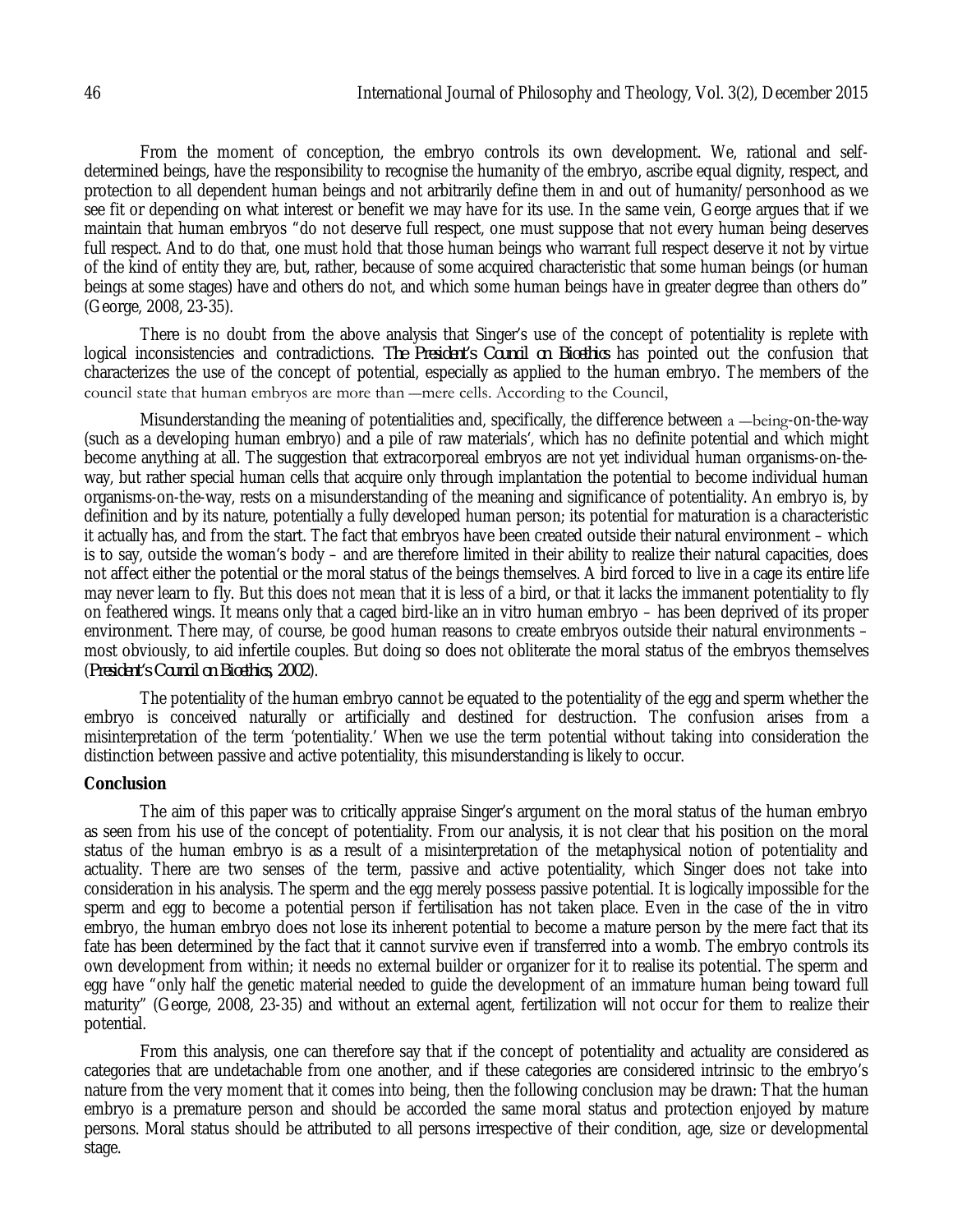From the moment of conception, the embryo controls its own development. We, rational and self-determined beings, have the responsibility to recognise the humanity of the embryo, ascribe equal dignity, respect, and protection to all dependent human beings and not arbitrarily define them in and out of humanity/personhood as we see fit or depending on what interest or benefit we may have for its use. In the same vein, George argues that if we maintain that human embryos "do not deserve full respect, one must suppose that not every human being deserves full respect. And to do that, one must hold that those human beings who warrant full respect deserve it not by virtue of the kind of entity they are, but, rather, because of some acquired characteristic that some human beings (or human beings at some stages) have and others do not, and which some human beings have in greater degree than others do" (George, 2008, 23-35).

There is no doubt from the above analysis that Singer's use of the concept of potentiality is replete with logical inconsistencies and contradictions. *The President's Council on Bioethics* has pointed out the confusion that characterizes the use of the concept of potential, especially as applied to the human embryo. The members of the council state that human embryos are more than ―mere cells. According to the Council,

Misunderstanding the meaning of potentialities and, specifically, the difference between a ―being-on-the-way (such as a developing human embryo) and a pile of raw materials', which has no definite potential and which might become anything at all. The suggestion that extracorporeal embryos are not yet individual human organisms-on-the-way, but rather special human cells that acquire only through implantation the potential to become individual human organisms-on-the-way, rests on a misunderstanding of the meaning and significance of potentiality. An embryo is, by definition and by its nature, potentially a fully developed human person; its potential for maturation is a characteristic it actually has, and from the start. The fact that embryos have been created outside their natural environment – which is to say, outside the woman's body – and are therefore limited in their ability to realize their natural capacities, does not affect either the potential or the moral status of the beings themselves. A bird forced to live in a cage its entire life may never learn to fly. But this does not mean that it is less of a bird, or that it lacks the immanent potentiality to fly on feathered wings. It means only that a caged bird-like an in vitro human embryo – has been deprived of its proper environment. There may, of course, be good human reasons to create embryos outside their natural environments – most obviously, to aid infertile couples. But doing so does not obliterate the moral status of the embryos themselves (*President's Council on Bioethics, 2002*).

The potentiality of the human embryo cannot be equated to the potentiality of the egg and sperm whether the embryo is conceived naturally or artificially and destined for destruction. The confusion arises from a misinterpretation of the term 'potentiality.' When we use the term potential without taking into consideration the distinction between passive and active potentiality, this misunderstanding is likely to occur.

## Conclusion

The aim of this paper was to critically appraise Singer's argument on the moral status of the human embryo as seen from his use of the concept of potentiality. From our analysis, it is not clear that his position on the moral status of the human embryo is as a result of a misinterpretation of the metaphysical notion of potentiality and actuality. There are two senses of the term, passive and active potentiality, which Singer does not take into consideration in his analysis. The sperm and the egg merely possess passive potential. It is logically impossible for the sperm and egg to become a potential person if fertilisation has not taken place. Even in the case of the in vitro embryo, the human embryo does not lose its inherent potential to become a mature person by the mere fact that its fate has been determined by the fact that it cannot survive even if transferred into a womb. The embryo controls its own development from within; it needs no external builder or organizer for it to realise its potential. The sperm and egg have "only half the genetic material needed to guide the development of an immature human being toward full maturity" (George, 2008, 23-35) and without an external agent, fertilization will not occur for them to realize their potential.

From this analysis, one can therefore say that if the concept of potentiality and actuality are considered as categories that are undetachable from one another, and if these categories are considered intrinsic to the embryo's nature from the very moment that it comes into being, then the following conclusion may be drawn: That the human embryo is a premature person and should be accorded the same moral status and protection enjoyed by mature persons. Moral status should be attributed to all persons irrespective of their condition, age, size or developmental stage.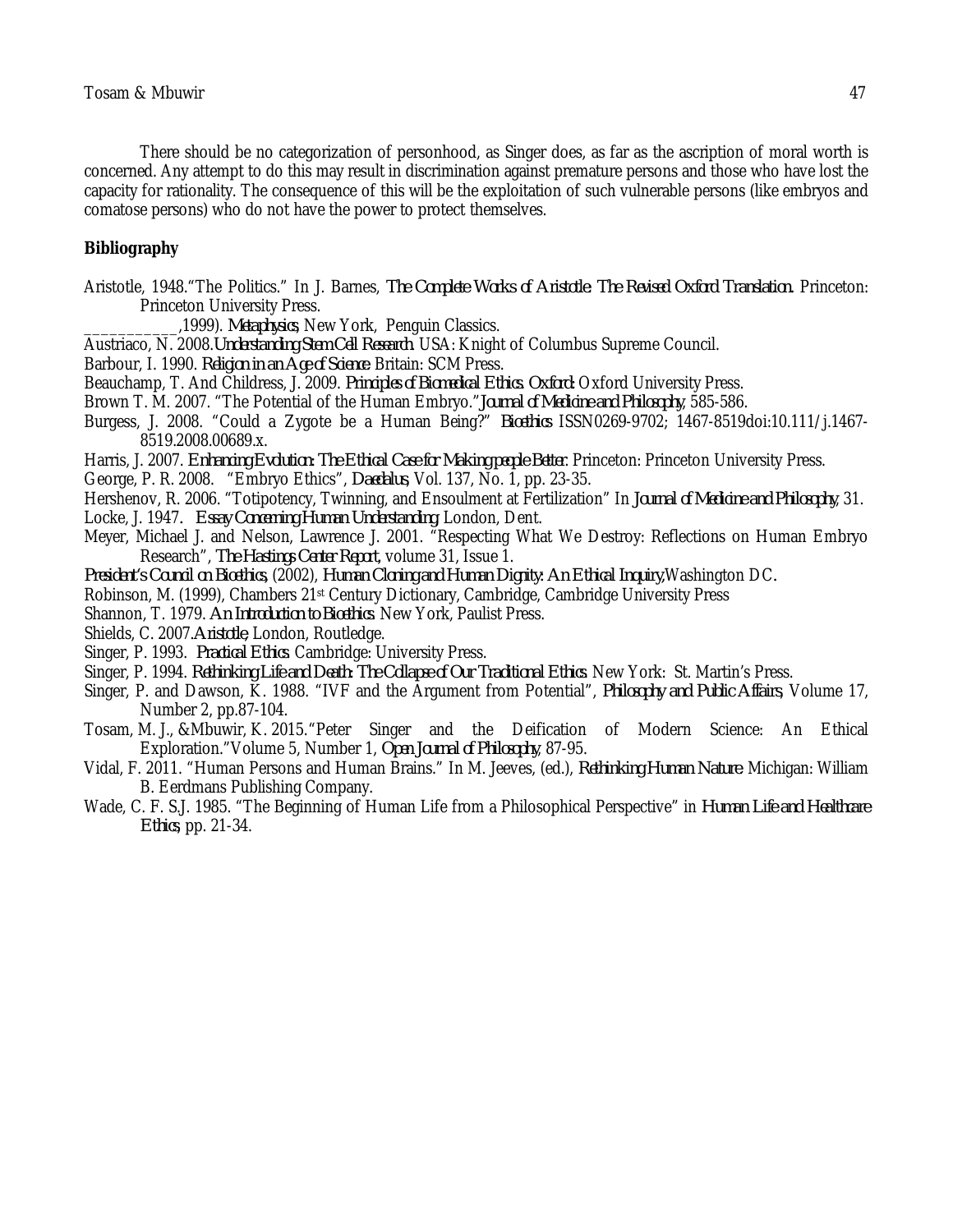There should be no categorization of personhood, as Singer does, as far as the ascription of moral worth is concerned. Any attempt to do this may result in discrimination against premature persons and those who have lost the capacity for rationality. The consequence of this will be the exploitation of such vulnerable persons (like embryos and comatose persons) who do not have the power to protect themselves.

**Bibliography**

Aristotle, 1948."The Politics." In J. Barnes, *The Complete Works of Aristotle: The Revised Oxford Translation.* Princeton: Princeton University Press.

___________,1999). *Metaphysics*, New York, Penguin Classics.

Austriaco, N. 2008.*Understanding Stem Cell Research*. USA: Knight of Columbus Supreme Council.

Barbour, I. 1990. *Religion in an Age of Science* Britain: SCM Press.

Beauchamp, T. And Childress, J. 2009. *Principles of Biomedical Ethics. Oxford:* Oxford University Press.

Brown T. M. 2007. "The Potential of the Human Embryo."*Journal of Medicine and Philosophy*, 585-586.

Burgess, J. 2008. "Could a Zygote be a Human Being?" *Bioethics* ISSN0269-9702; 1467-8519doi:10.111/j.1467-8519.2008.00689.x.

Harris, J. 2007. *Enhancing Evolution: The Ethical Case for Making people Better*. Princeton: Princeton University Press.

George, P. R. 2008. "Embryo Ethics", *Daedalus*, Vol. 137, No. 1, pp. 23-35.

Hershenov, R. 2006. "Totipotency, Twinning, and Ensoulment at Fertilization" In *Journal of Medicine and Philosophy*, 31.

Locke, J. 1947. *Essay Concerning Human Understanding*. London, Dent.

Meyer, Michael J. and Nelson, Lawrence J. 2001. "Respecting What We Destroy: Reflections on Human Embryo Research", *The Hastings Center Report*, volume 31, Issue 1.

*President's Council on Bioethics*, (2002), *Human Cloning and Human Dignity: An Ethical Inquiry*, Washington DC.

Robinson, M. (1999), Chambers 21st Century Dictionary, Cambridge, Cambridge University Press

Shannon, T. 1979. *An Introduction to Bioethics*. New York, Paulist Press.

Shields, C. 2007.*Aristotle*, London, Routledge.

Singer, P. 1993. *Practical Ethics*. Cambridge: University Press.

Singer, P. 1994. *Rethinking Life and Death: The Collapse of Our Traditional Ethics*. New York: St. Martin's Press.

Singer, P. and Dawson, K. 1988. "IVF and the Argument from Potential", *Philosophy and Public Affairs*, Volume 17, Number 2, pp.87-104.

Tosam, M. J., &Mbuwir, K. 2015."Peter Singer and the Deification of Modern Science: An Ethical Exploration."Volume 5, Number 1, *Open Journal of Philosophy*, 87-95.

Vidal, F. 2011. "Human Persons and Human Brains." In M. Jeeves, (ed.), *Rethinking Human Nature*. Michigan: William B. Eerdmans Publishing Company.

Wade, C. F. S.J. 1985. "The Beginning of Human Life from a Philosophical Perspective" in *Human Life and Healthcare Ethics*, pp. 21-34.